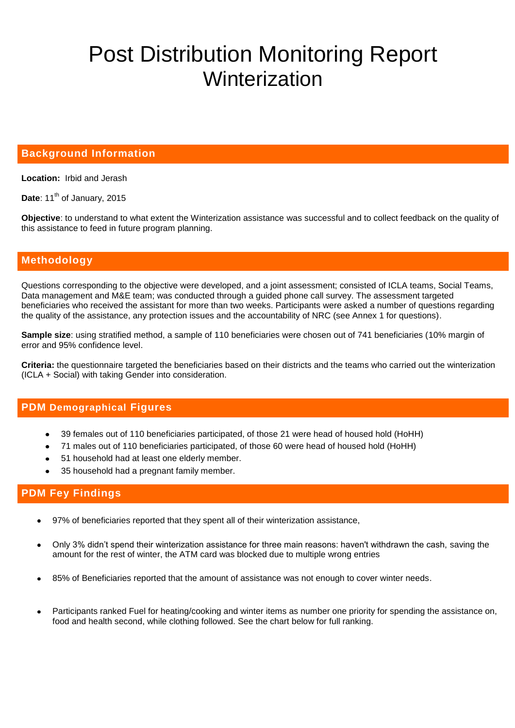# Post Distribution Monitoring Report Winterization

## Background Information

**Location:** Irbid and Jerash

**Date**: 11th of January, 2015

**Objective**: to understand to what extent the Winterization assistance was successful and to collect feedback on the quality of this assistance to feed in future program planning.

## Methodology

Questions corresponding to the objective were developed, and a joint assessment; consisted of ICLA teams, Social Teams, Data management and M&E team; was conducted through a guided phone call survey. The assessment targeted beneficiaries who received the assistant for more than two weeks. Participants were asked a number of questions regarding the quality of the assistance, any protection issues and the accountability of NRC (see Annex 1 for questions).

**Sample size**: using stratified method, a sample of 110 beneficiaries were chosen out of 741 beneficiaries (10% margin of error and 95% confidence level.

**Criteria:** the questionnaire targeted the beneficiaries based on their districts and the teams who carried out the winterization (ICLA + Social) with taking Gender into consideration.

## PDM Demographical Figures

- 39 females out of 110 beneficiaries participated, of those 21 were head of housed hold (HoHH)
- 71 males out of 110 beneficiaries participated, of those 60 were head of housed hold (HoHH)
- 51 household had at least one elderly member.
- 35 household had a pregnant family member.

## PDM Fey Findings

- 97% of beneficiaries reported that they spent all of their winterization assistance,
- Only 3% didn't spend their winterization assistance for three main reasons: haven't withdrawn the cash, saving the amount for the rest of winter, the ATM card was blocked due to multiple wrong entries
- 85% of Beneficiaries reported that the amount of assistance was not enough to cover winter needs.
- Participants ranked Fuel for heating/cooking and winter items as number one priority for spending the assistance on, food and health second, while clothing followed. See the chart below for full ranking.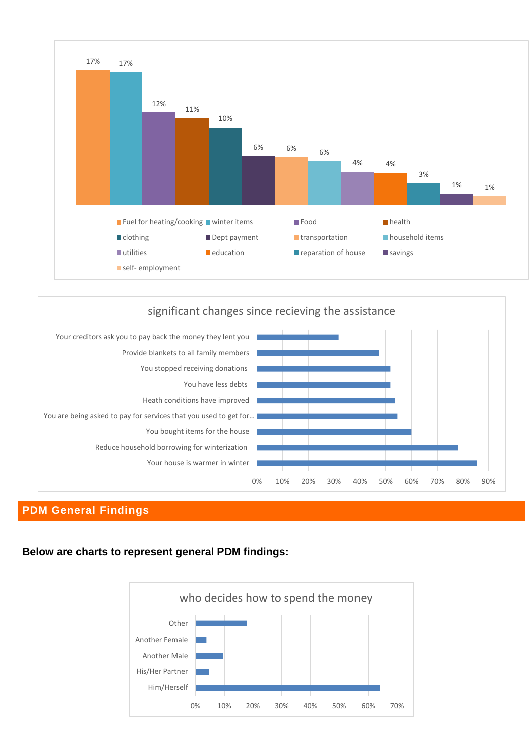| Category | Percentage |
|---|---|
| Fuel for heating/cooking | 17% |
| winter items | 17% |
| Food | 12% |
| health | 11% |
| clothing | 10% |
| Dept payment | 6% |
| transportation | 6% |
| household items | 6% |
| utilities | 4% |
| education | 4% |
| reparation of house | 3% |
| savings | 1% |
| self- employment | 1% |

**significant changes since recieving the assistance**

| Change | Approx. % |
|---|---|
| Your creditors ask you to pay back the money they lent you | ~32% |
| Provide blankets to all family members | ~47% |
| You stopped receiving donations | ~52% |
| You have less debts | ~52% |
| Heath conditions have improved | ~54% |
| You are being asked to pay for services that you used to get for… | ~55% |
| You bought items for the house | ~60% |
| Reduce household borrowing for winterization | ~78% |
| Your house is warmer in winter | ~85% |

## PDM General Findings

**Below are charts to represent general PDM findings:**

**who decides how to spend the money**

| Decision maker | Approx. % |
|---|---|
| Other | ~18% |
| Another Female | ~4% |
| Another Male | ~9% |
| His/Her Partner | ~5% |
| Him/Herself | ~64% |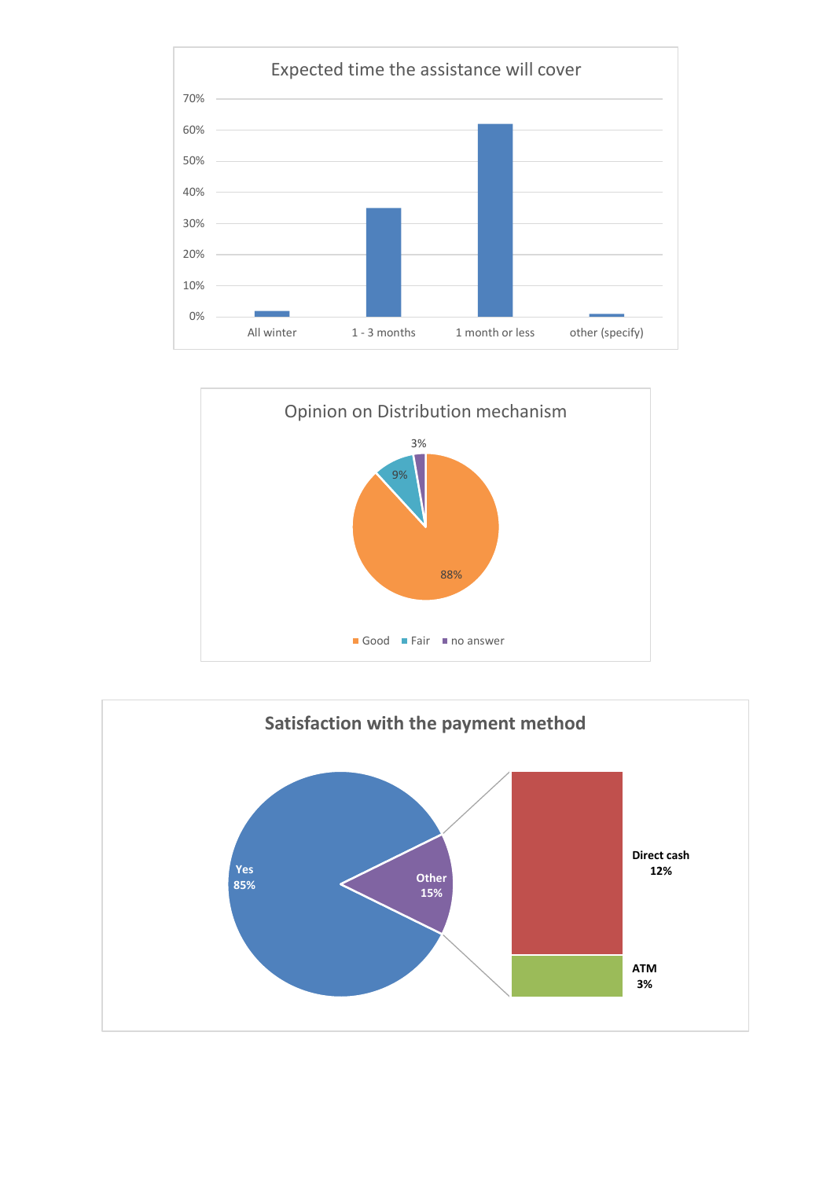## Expected time the assistance will cover

| Category | Value |
| --- | --- |
| All winter | ~2% |
| 1 - 3 months | ~35% |
| 1 month or less | ~62% |
| other (specify) | ~1% |

## Opinion on Distribution mechanism

| Response | Percentage |
| --- | --- |
| Good | 88% |
| Fair | 9% |
| no answer | 3% |

## Satisfaction with the payment method

| Response | Percentage |
| --- | --- |
| Yes | 85% |
| Other | 15% |
| Direct cash | 12% |
| ATM | 3% |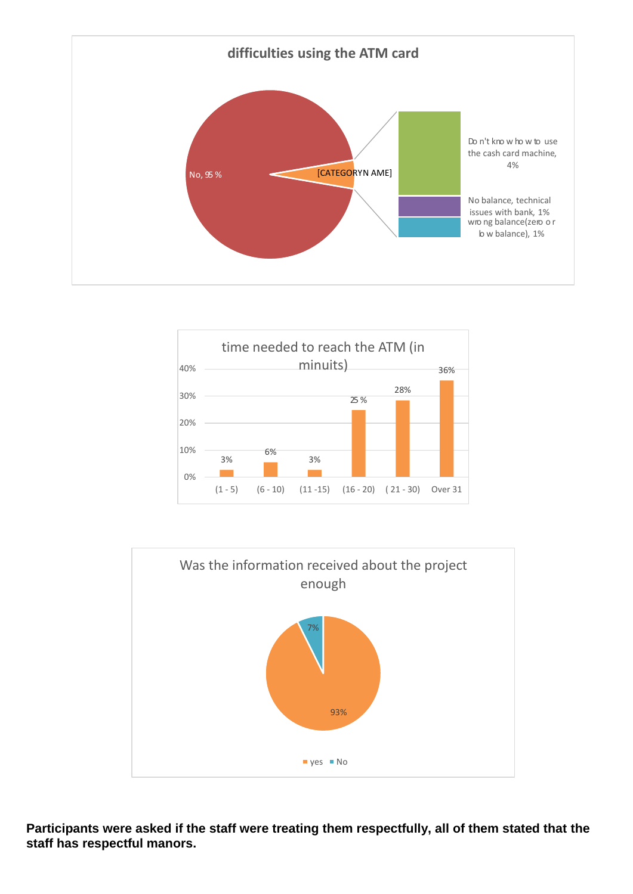**difficulties using the ATM card**

- No, 95 %
- [CATEGORYN AME]
  - Do n't kno w ho w to use the cash card machine, 4%
  - No balance, technical issues with bank, 1%
  - wro ng balance(zero o r lo w balance), 1%

**time needed to reach the ATM (in minuits)**

| (1 - 5) | (6 - 10) | (11 -15) | (16 - 20) | ( 21 - 30) | Over 31 |
|---|---|---|---|---|---|
| 3% | 6% | 3% | 25 % | 28% | 36% |

**Was the information received about the project enough**

| yes | No |
|---|---|
| 93% | 7% |

**Participants were asked if the staff were treating them respectfully, all of them stated that the staff has respectful manors.**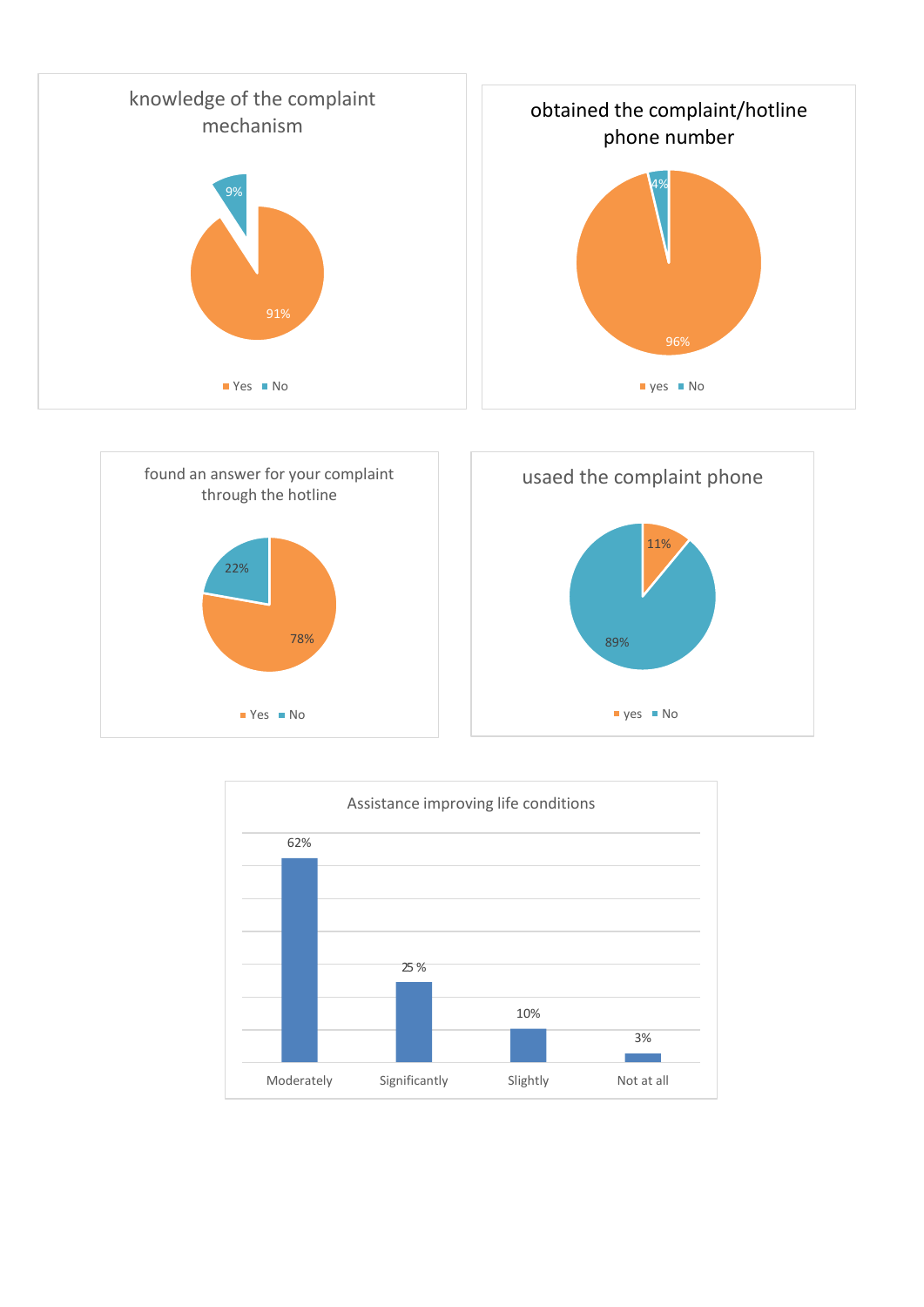**knowledge of the complaint mechanism**

| | |
|---|---|
| Yes | 91% |
| No | 9% |

**obtained the complaint/hotline phone number**

| | |
|---|---|
| yes | 96% |
| No | 4% |

**found an answer for your complaint through the hotline**

| | |
|---|---|
| Yes | 78% |
| No | 22% |

**usaed the complaint phone**

| | |
|---|---|
| yes | 11% |
| No | 89% |

**Assistance improving life conditions**

| Moderately | Significantly | Slightly | Not at all |
|---|---|---|---|
| 62% | 25 % | 10% | 3% |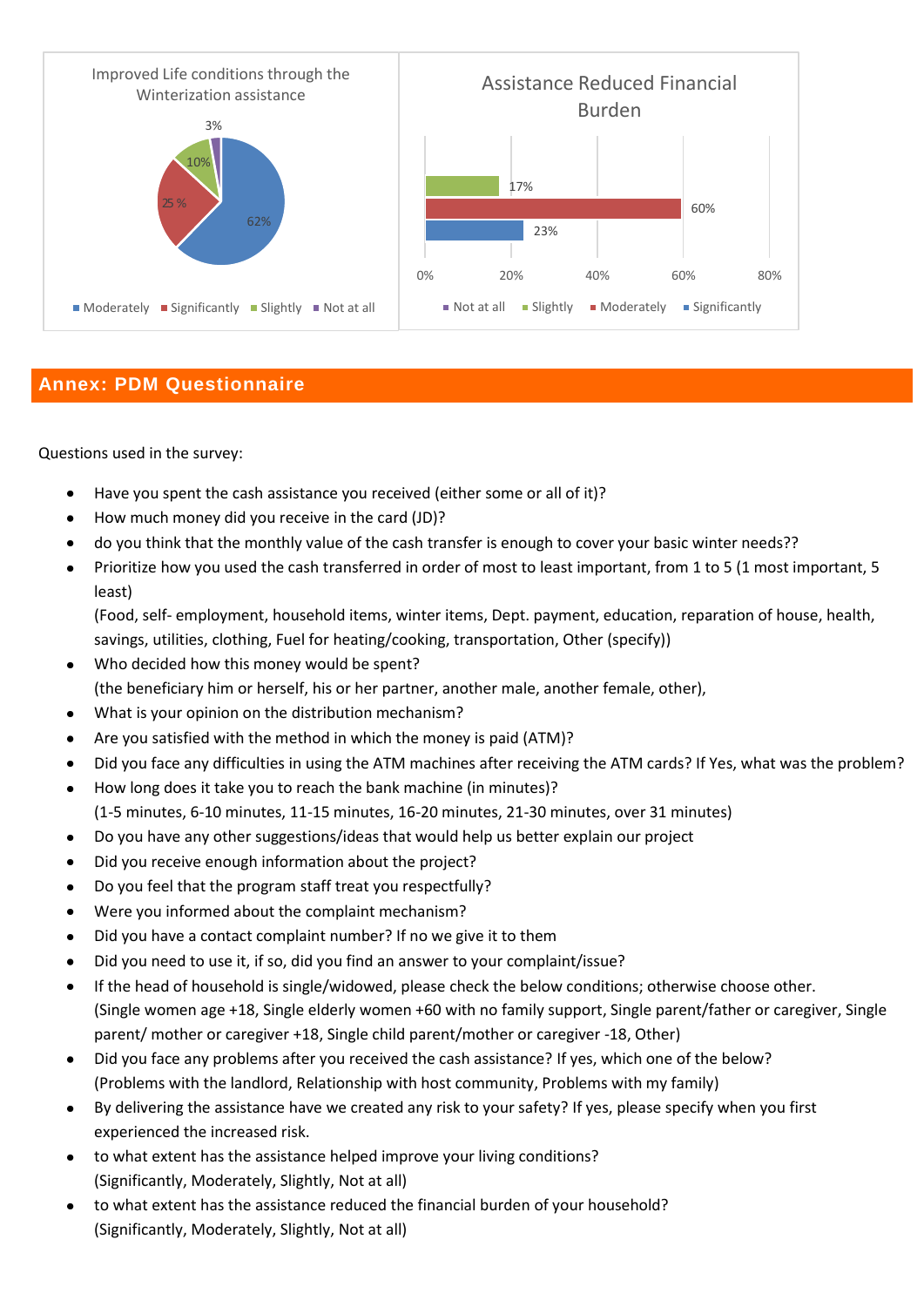Improved Life conditions through the Winterization assistance

| Response | Percentage |
|---|---|
| Moderately | 62% |
| Significantly | 25 % |
| Slightly | 10% |
| Not at all | 3% |

Assistance Reduced Financial Burden

| Response | Percentage |
|---|---|
| Not at all | |
| Slightly | 17% |
| Moderately | 60% |
| Significantly | 23% |

## Annex: PDM Questionnaire

Questions used in the survey:

- Have you spent the cash assistance you received (either some or all of it)?
- How much money did you receive in the card (JD)?
- do you think that the monthly value of the cash transfer is enough to cover your basic winter needs??
- Prioritize how you used the cash transferred in order of most to least important, from 1 to 5 (1 most important, 5 least)
  (Food, self- employment, household items, winter items, Dept. payment, education, reparation of house, health, savings, utilities, clothing, Fuel for heating/cooking, transportation, Other (specify))
- Who decided how this money would be spent?
  (the beneficiary him or herself, his or her partner, another male, another female, other),
- What is your opinion on the distribution mechanism?
- Are you satisfied with the method in which the money is paid (ATM)?
- Did you face any difficulties in using the ATM machines after receiving the ATM cards? If Yes, what was the problem?
- How long does it take you to reach the bank machine (in minutes)?
  (1-5 minutes, 6-10 minutes, 11-15 minutes, 16-20 minutes, 21-30 minutes, over 31 minutes)
- Do you have any other suggestions/ideas that would help us better explain our project
- Did you receive enough information about the project?
- Do you feel that the program staff treat you respectfully?
- Were you informed about the complaint mechanism?
- Did you have a contact complaint number? If no we give it to them
- Did you need to use it, if so, did you find an answer to your complaint/issue?
- If the head of household is single/widowed, please check the below conditions; otherwise choose other.
  (Single women age +18, Single elderly women +60 with no family support, Single parent/father or caregiver, Single parent/ mother or caregiver +18, Single child parent/mother or caregiver -18, Other)
- Did you face any problems after you received the cash assistance? If yes, which one of the below?
  (Problems with the landlord, Relationship with host community, Problems with my family)
- By delivering the assistance have we created any risk to your safety? If yes, please specify when you first experienced the increased risk.
- to what extent has the assistance helped improve your living conditions?
  (Significantly, Moderately, Slightly, Not at all)
- to what extent has the assistance reduced the financial burden of your household?
  (Significantly, Moderately, Slightly, Not at all)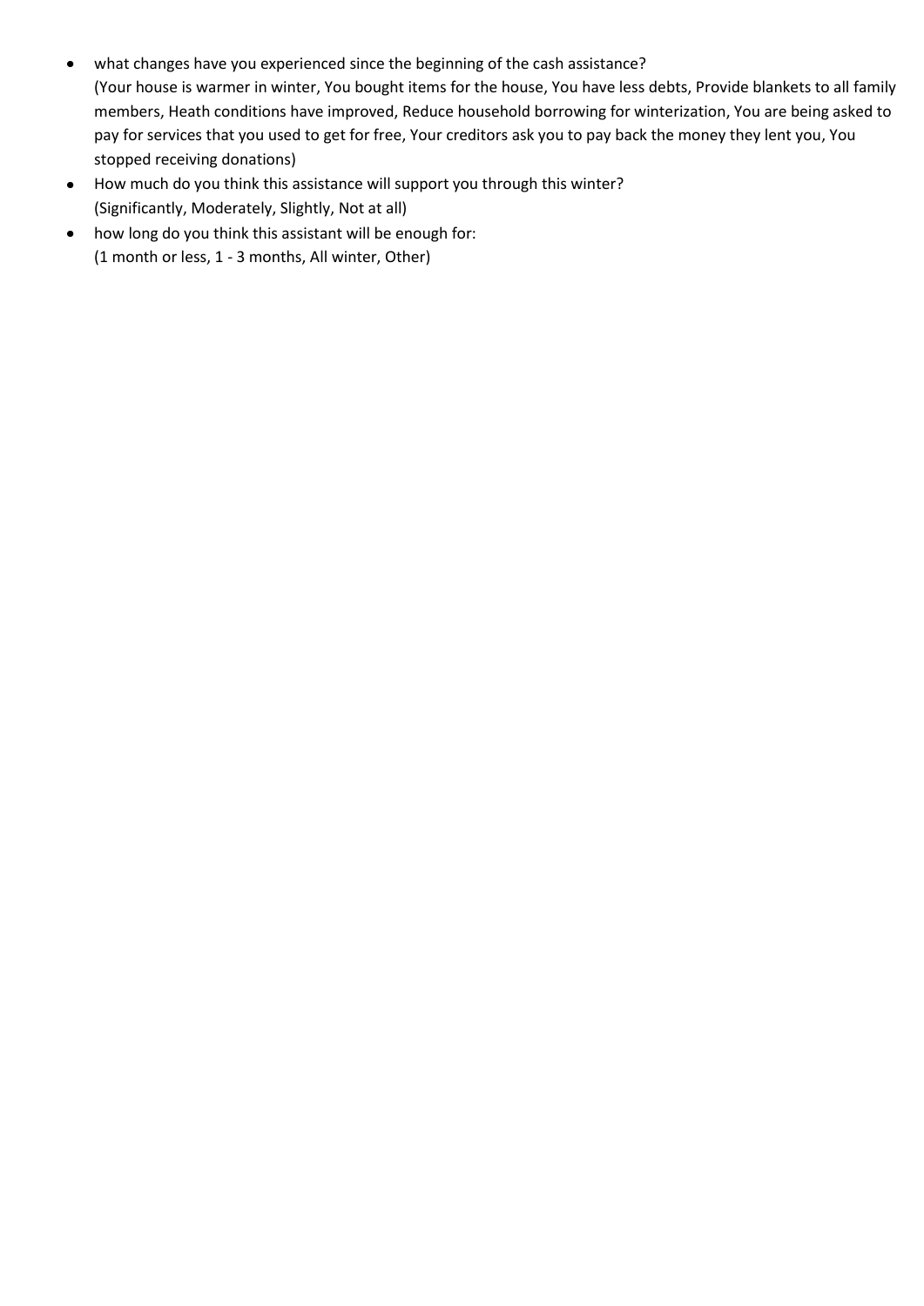- what changes have you experienced since the beginning of the cash assistance?
  (Your house is warmer in winter, You bought items for the house, You have less debts, Provide blankets to all family members, Heath conditions have improved, Reduce household borrowing for winterization, You are being asked to pay for services that you used to get for free, Your creditors ask you to pay back the money they lent you, You stopped receiving donations)
- How much do you think this assistance will support you through this winter?
  (Significantly, Moderately, Slightly, Not at all)
- how long do you think this assistant will be enough for:
  (1 month or less, 1 - 3 months, All winter, Other)